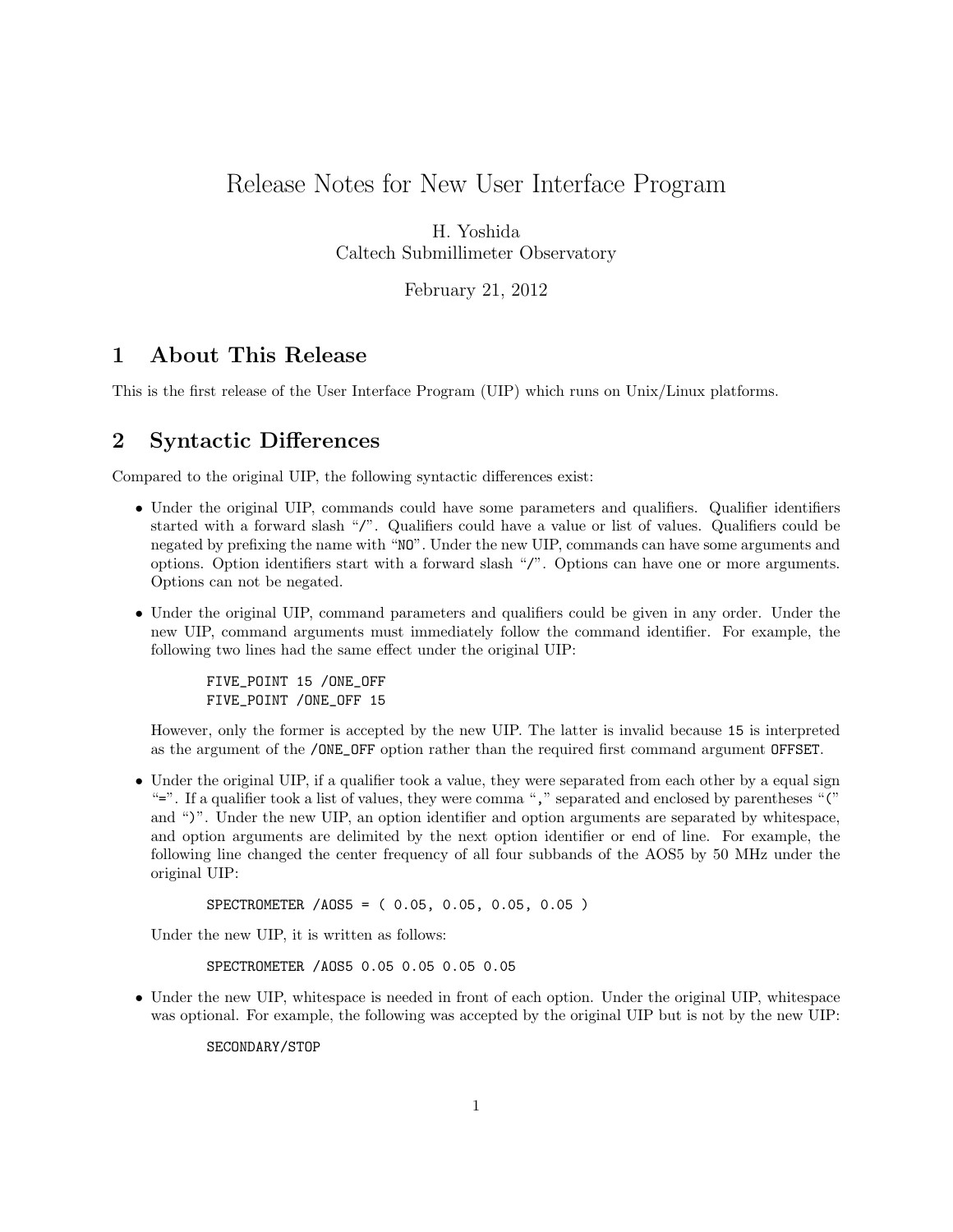# Release Notes for New User Interface Program

H. Yoshida
Caltech Submillimeter Observatory

February 21, 2012

## 1 About This Release

This is the first release of the User Interface Program (UIP) which runs on Unix/Linux platforms.

## 2 Syntactic Differences

Compared to the original UIP, the following syntactic differences exist:

- Under the original UIP, commands could have some parameters and qualifiers. Qualifier identifiers started with a forward slash "/". Qualifiers could have a value or list of values. Qualifiers could be negated by prefixing the name with "NO". Under the new UIP, commands can have some arguments and options. Option identifiers start with a forward slash "/". Options can have one or more arguments. Options can not be negated.

- Under the original UIP, command parameters and qualifiers could be given in any order. Under the new UIP, command arguments must immediately follow the command identifier. For example, the following two lines had the same effect under the original UIP:

  ```
  FIVE_POINT 15 /ONE_OFF
  FIVE_POINT /ONE_OFF 15
  ```

  However, only the former is accepted by the new UIP. The latter is invalid because `15` is interpreted as the argument of the `/ONE_OFF` option rather than the required first command argument `OFFSET`.

- Under the original UIP, if a qualifier took a value, they were separated from each other by a equal sign "=". If a qualifier took a list of values, they were comma "," separated and enclosed by parentheses "(" and ")". Under the new UIP, an option identifier and option arguments are separated by whitespace, and option arguments are delimited by the next option identifier or end of line. For example, the following line changed the center frequency of all four subbands of the AOS5 by 50 MHz under the original UIP:

  ```
  SPECTROMETER /AOS5 = ( 0.05, 0.05, 0.05, 0.05 )
  ```

  Under the new UIP, it is written as follows:

  ```
  SPECTROMETER /AOS5 0.05 0.05 0.05 0.05
  ```

- Under the new UIP, whitespace is needed in front of each option. Under the original UIP, whitespace was optional. For example, the following was accepted by the original UIP but is not by the new UIP:

  ```
  SECONDARY/STOP
  ```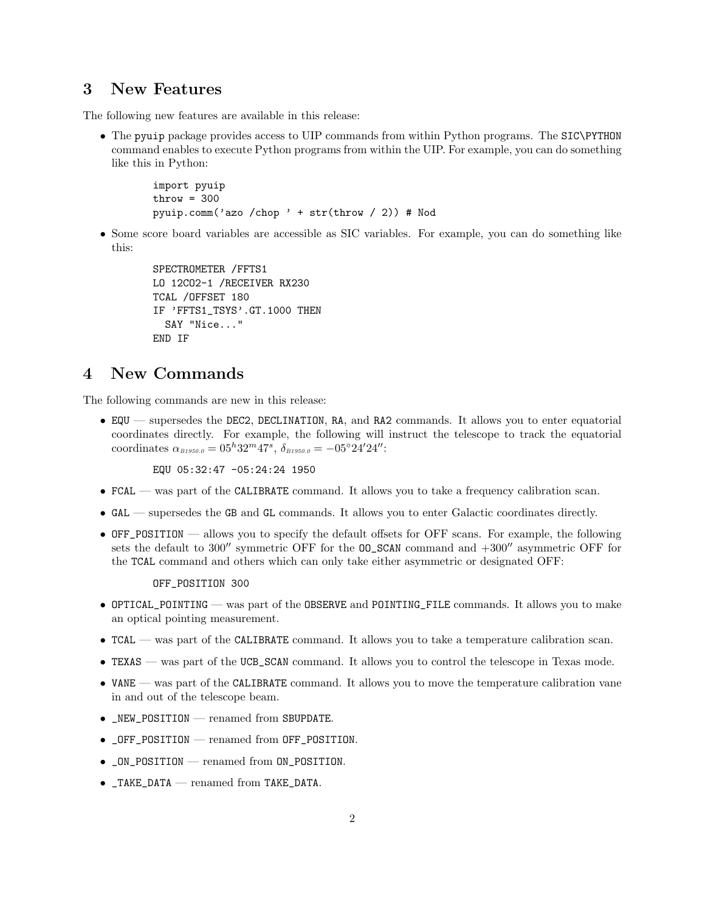## 3 New Features

The following new features are available in this release:

- The pyuip package provides access to UIP commands from within Python programs. The SIC\PYTHON command enables to execute Python programs from within the UIP. For example, you can do something like this in Python:

```
import pyuip
throw = 300
pyuip.comm('azo /chop ' + str(throw / 2)) # Nod
```

- Some score board variables are accessible as SIC variables. For example, you can do something like this:

```
SPECTROMETER /FFTS1
LO 12CO2-1 /RECEIVER RX230
TCAL /OFFSET 180
IF 'FFTS1_TSYS'.GT.1000 THEN
  SAY "Nice..."
END IF
```

## 4 New Commands

The following commands are new in this release:

- EQU — supersedes the DEC2, DECLINATION, RA, and RA2 commands. It allows you to enter equatorial coordinates directly. For example, the following will instruct the telescope to track the equatorial coordinates $\alpha_{B1950.0} = 05^h32^m47^s$, $\delta_{B1950.0} = -05°24'24''$:

```
EQU 05:32:47 -05:24:24 1950
```

- FCAL — was part of the CALIBRATE command. It allows you to take a frequency calibration scan.
- GAL — supersedes the GB and GL commands. It allows you to enter Galactic coordinates directly.
- OFF_POSITION — allows you to specify the default offsets for OFF scans. For example, the following sets the default to $300''$ symmetric OFF for the OO_SCAN command and $+300''$ asymmetric OFF for the TCAL command and others which can only take either asymmetric or designated OFF:

```
OFF_POSITION 300
```

- OPTICAL_POINTING — was part of the OBSERVE and POINTING_FILE commands. It allows you to make an optical pointing measurement.
- TCAL — was part of the CALIBRATE command. It allows you to take a temperature calibration scan.
- TEXAS — was part of the UCB_SCAN command. It allows you to control the telescope in Texas mode.
- VANE — was part of the CALIBRATE command. It allows you to move the temperature calibration vane in and out of the telescope beam.
- _NEW_POSITION — renamed from SBUPDATE.
- _OFF_POSITION — renamed from OFF_POSITION.
- _ON_POSITION — renamed from ON_POSITION.
- _TAKE_DATA — renamed from TAKE_DATA.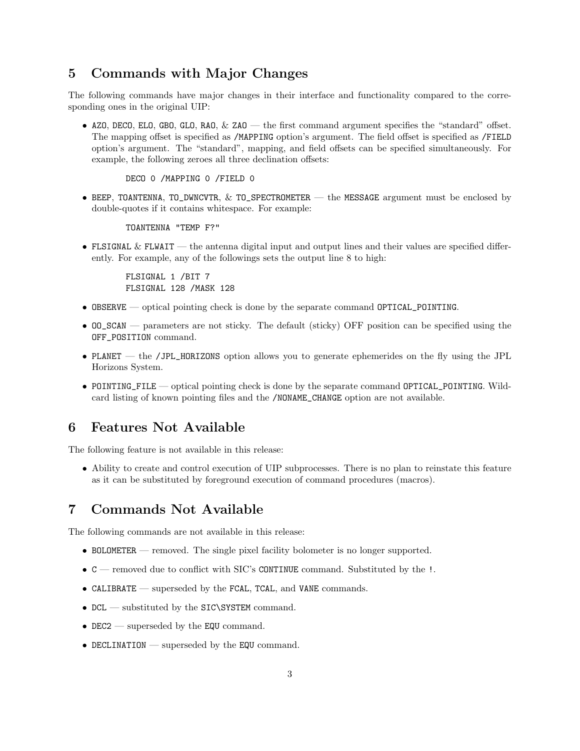## 5 Commands with Major Changes

The following commands have major changes in their interface and functionality compared to the corresponding ones in the original UIP:

- `AZO`, `DECO`, `ELO`, `GBO`, `GLO`, `RAO`, & `ZAO` — the first command argument specifies the "standard" offset. The mapping offset is specified as `/MAPPING` option's argument. The field offset is specified as `/FIELD` option's argument. The "standard", mapping, and field offsets can be specified simultaneously. For example, the following zeroes all three declination offsets:

```
DECO 0 /MAPPING 0 /FIELD 0
```

- `BEEP`, `TOANTENNA`, `TO_DWNCVTR`, & `TO_SPECTROMETER` — the `MESSAGE` argument must be enclosed by double-quotes if it contains whitespace. For example:

```
TOANTENNA "TEMP F?"
```

- `FLSIGNAL` & `FLWAIT` — the antenna digital input and output lines and their values are specified differently. For example, any of the followings sets the output line 8 to high:

```
FLSIGNAL 1 /BIT 7
FLSIGNAL 128 /MASK 128
```

- `OBSERVE` — optical pointing check is done by the separate command `OPTICAL_POINTING`.
- `OO_SCAN` — parameters are not sticky. The default (sticky) OFF position can be specified using the `OFF_POSITION` command.
- `PLANET` — the `/JPL_HORIZONS` option allows you to generate ephemerides on the fly using the JPL Horizons System.
- `POINTING_FILE` — optical pointing check is done by the separate command `OPTICAL_POINTING`. Wildcard listing of known pointing files and the `/NONAME_CHANGE` option are not available.

## 6 Features Not Available

The following feature is not available in this release:

- Ability to create and control execution of UIP subprocesses. There is no plan to reinstate this feature as it can be substituted by foreground execution of command procedures (macros).

## 7 Commands Not Available

The following commands are not available in this release:

- `BOLOMETER` — removed. The single pixel facility bolometer is no longer supported.
- `C` — removed due to conflict with SIC's `CONTINUE` command. Substituted by the `!`.
- `CALIBRATE` — superseded by the `FCAL`, `TCAL`, and `VANE` commands.
- `DCL` — substituted by the `SIC\SYSTEM` command.
- `DEC2` — superseded by the `EQU` command.
- `DECLINATION` — superseded by the `EQU` command.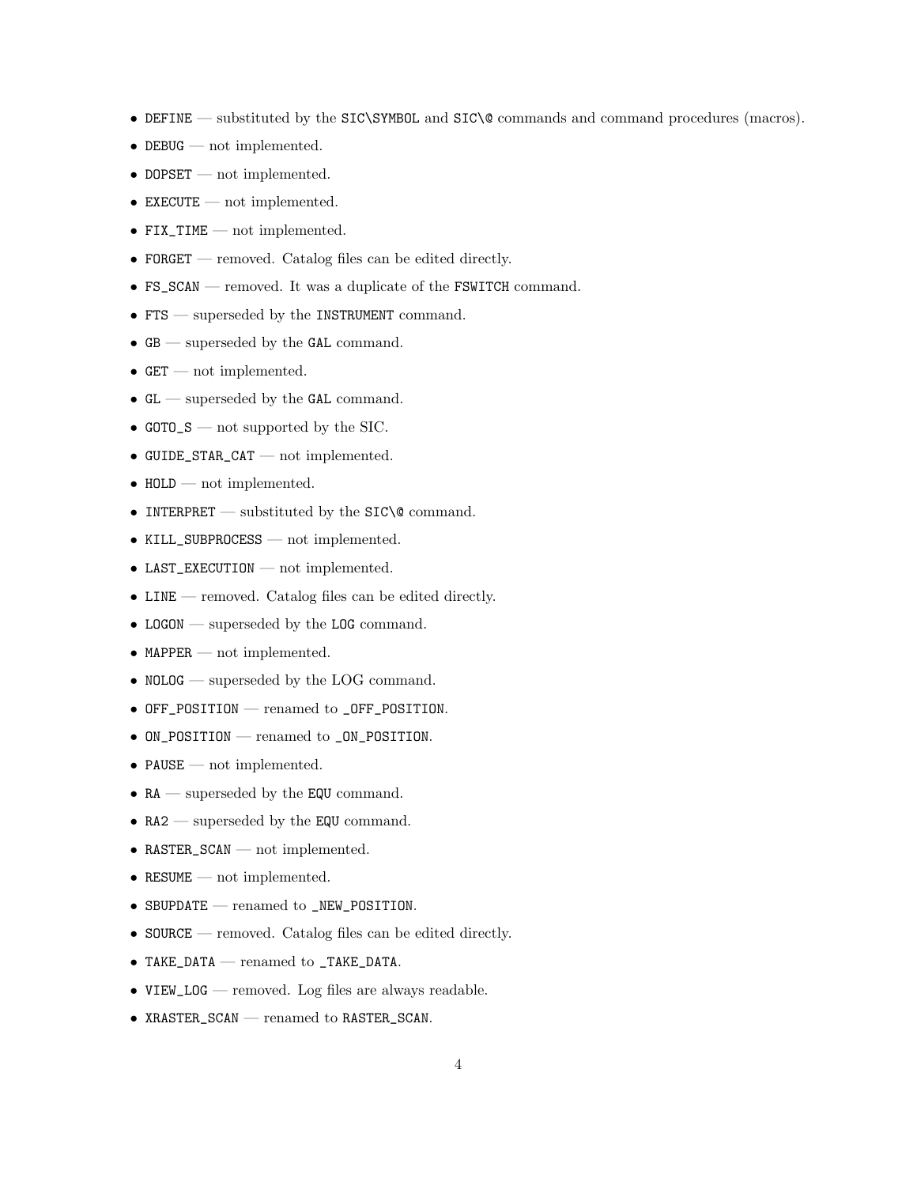- `DEFINE` — substituted by the `SIC\SYMBOL` and `SIC\@` commands and command procedures (macros).
- `DEBUG` — not implemented.
- `DOPSET` — not implemented.
- `EXECUTE` — not implemented.
- `FIX_TIME` — not implemented.
- `FORGET` — removed. Catalog files can be edited directly.
- `FS_SCAN` — removed. It was a duplicate of the `FSWITCH` command.
- `FTS` — superseded by the `INSTRUMENT` command.
- `GB` — superseded by the `GAL` command.
- `GET` — not implemented.
- `GL` — superseded by the `GAL` command.
- `GOTO_S` — not supported by the SIC.
- `GUIDE_STAR_CAT` — not implemented.
- `HOLD` — not implemented.
- `INTERPRET` — substituted by the `SIC\@` command.
- `KILL_SUBPROCESS` — not implemented.
- `LAST_EXECUTION` — not implemented.
- `LINE` — removed. Catalog files can be edited directly.
- `LOGON` — superseded by the `LOG` command.
- `MAPPER` — not implemented.
- `NOLOG` — superseded by the LOG command.
- `OFF_POSITION` — renamed to `_OFF_POSITION`.
- `ON_POSITION` — renamed to `_ON_POSITION`.
- `PAUSE` — not implemented.
- `RA` — superseded by the `EQU` command.
- `RA2` — superseded by the `EQU` command.
- `RASTER_SCAN` — not implemented.
- `RESUME` — not implemented.
- `SBUPDATE` — renamed to `_NEW_POSITION`.
- `SOURCE` — removed. Catalog files can be edited directly.
- `TAKE_DATA` — renamed to `_TAKE_DATA`.
- `VIEW_LOG` — removed. Log files are always readable.
- `XRASTER_SCAN` — renamed to `RASTER_SCAN`.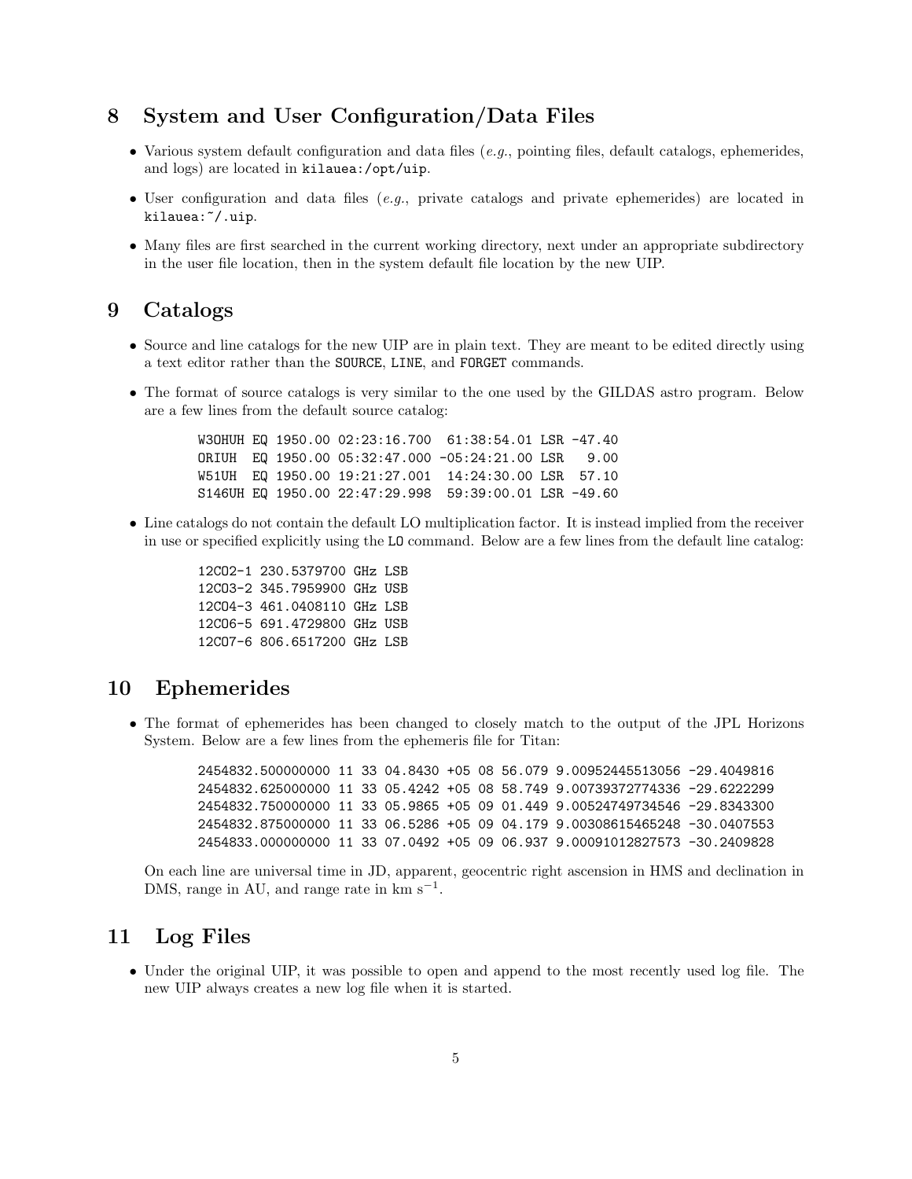## 8 System and User Configuration/Data Files

- Various system default configuration and data files (*e.g.*, pointing files, default catalogs, ephemerides, and logs) are located in `kilauea:/opt/uip`.
- User configuration and data files (*e.g.*, private catalogs and private ephemerides) are located in `kilauea:~/.uip`.
- Many files are first searched in the current working directory, next under an appropriate subdirectory in the user file location, then in the system default file location by the new UIP.

## 9 Catalogs

- Source and line catalogs for the new UIP are in plain text. They are meant to be edited directly using a text editor rather than the `SOURCE`, `LINE`, and `FORGET` commands.
- The format of source catalogs is very similar to the one used by the GILDAS astro program. Below are a few lines from the default source catalog:

```
W3OHUH EQ 1950.00 02:23:16.700  61:38:54.01 LSR -47.40
ORIUH  EQ 1950.00 05:32:47.000 -05:24:21.00 LSR   9.00
W51UH  EQ 1950.00 19:21:27.001  14:24:30.00 LSR  57.10
S146UH EQ 1950.00 22:47:29.998  59:39:00.01 LSR -49.60
```

- Line catalogs do not contain the default LO multiplication factor. It is instead implied from the receiver in use or specified explicitly using the `LO` command. Below are a few lines from the default line catalog:

```
12CO2-1 230.5379700 GHz LSB
12CO3-2 345.7959900 GHz USB
12CO4-3 461.0408110 GHz LSB
12CO6-5 691.4729800 GHz USB
12CO7-6 806.6517200 GHz LSB
```

## 10 Ephemerides

- The format of ephemerides has been changed to closely match to the output of the JPL Horizons System. Below are a few lines from the ephemeris file for Titan:

```
2454832.500000000 11 33 04.8430 +05 08 56.079 9.00952445513056 -29.4049816
2454832.625000000 11 33 05.4242 +05 08 58.749 9.00739372774336 -29.6222299
2454832.750000000 11 33 05.9865 +05 09 01.449 9.00524749734546 -29.8343300
2454832.875000000 11 33 06.5286 +05 09 04.179 9.00308615465248 -30.0407553
2454833.000000000 11 33 07.0492 +05 09 06.937 9.00091012827573 -30.2409828
```

On each line are universal time in JD, apparent, geocentric right ascension in HMS and declination in DMS, range in AU, and range rate in km $s^{-1}$.

## 11 Log Files

- Under the original UIP, it was possible to open and append to the most recently used log file. The new UIP always creates a new log file when it is started.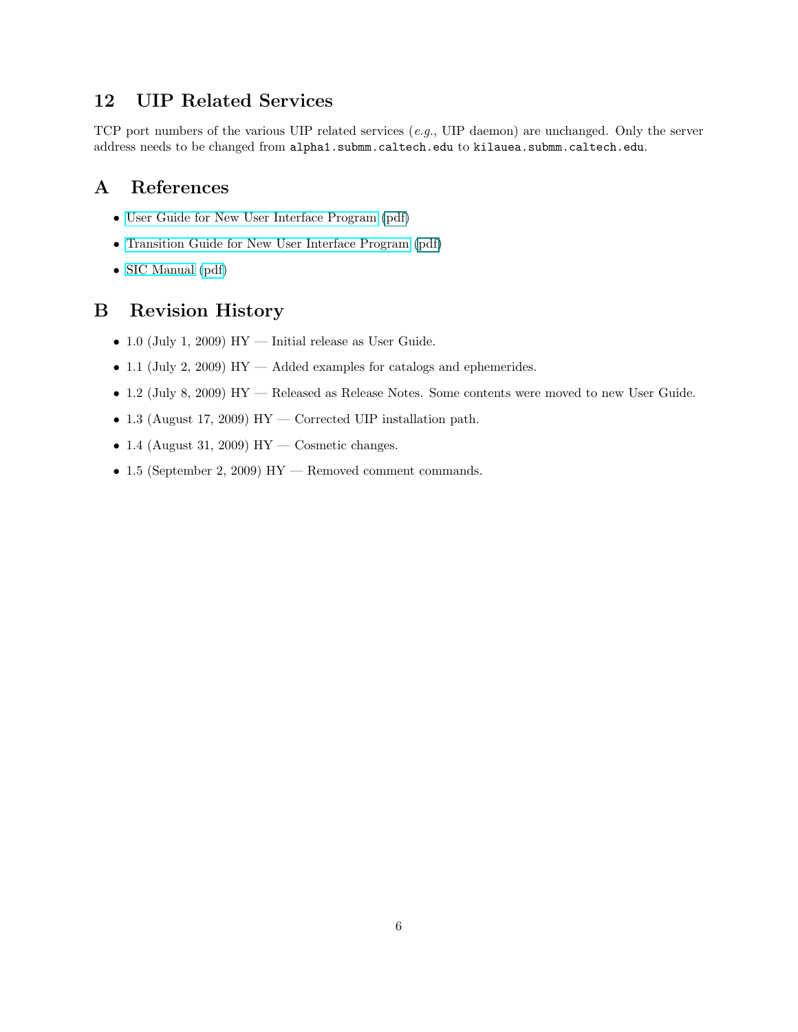## 12 UIP Related Services

TCP port numbers of the various UIP related services (*e.g.*, UIP daemon) are unchanged. Only the server address needs to be changed from `alpha1.submm.caltech.edu` to `kilauea.submm.caltech.edu`.

## A References

- User Guide for New User Interface Program (pdf)
- Transition Guide for New User Interface Program (pdf)
- SIC Manual (pdf)

## B Revision History

- 1.0 (July 1, 2009) HY — Initial release as User Guide.
- 1.1 (July 2, 2009) HY — Added examples for catalogs and ephemerides.
- 1.2 (July 8, 2009) HY — Released as Release Notes. Some contents were moved to new User Guide.
- 1.3 (August 17, 2009) HY — Corrected UIP installation path.
- 1.4 (August 31, 2009) HY — Cosmetic changes.
- 1.5 (September 2, 2009) HY — Removed comment commands.